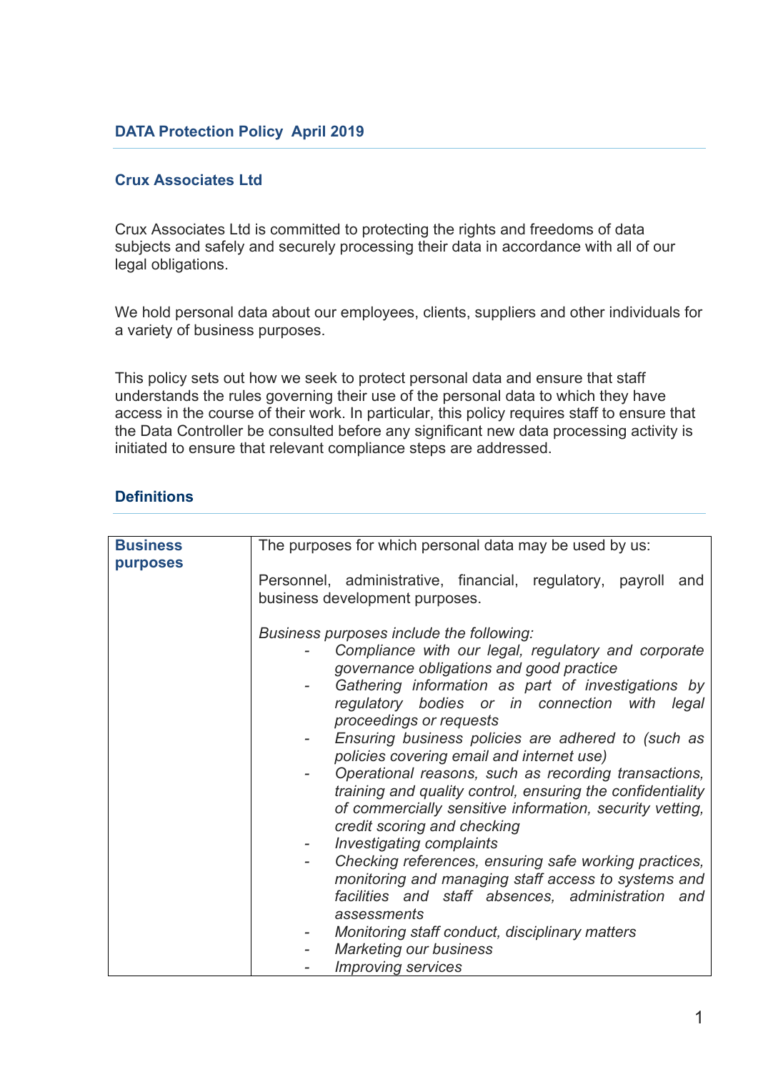## DATA Protection Policy April 2019

### Crux Associates Ltd

Crux Associates Ltd is committed to protecting the rights and freedoms of data subjects and safely and securely processing their data in accordance with all of our legal obligations.

We hold personal data about our employees, clients, suppliers and other individuals for a variety of business purposes.

This policy sets out how we seek to protect personal data and ensure that staff understands the rules governing their use of the personal data to which they have access in the course of their work. In particular, this policy requires staff to ensure that the Data Controller be consulted before any significant new data processing activity is initiated to ensure that relevant compliance steps are addressed.

### Definitions

| | |
|---|---|
| **Business purposes** | The purposes for which personal data may be used by us:<br><br>Personnel, administrative, financial, regulatory, payroll and business development purposes.<br><br>*Business purposes include the following:*<br>- *Compliance with our legal, regulatory and corporate governance obligations and good practice*<br>- *Gathering information as part of investigations by regulatory bodies or in connection with legal proceedings or requests*<br>- *Ensuring business policies are adhered to (such as policies covering email and internet use)*<br>- *Operational reasons, such as recording transactions, training and quality control, ensuring the confidentiality of commercially sensitive information, security vetting, credit scoring and checking*<br>- *Investigating complaints*<br>- *Checking references, ensuring safe working practices, monitoring and managing staff access to systems and facilities and staff absences, administration and assessments*<br>- *Monitoring staff conduct, disciplinary matters*<br>- *Marketing our business*<br>- *Improving services* |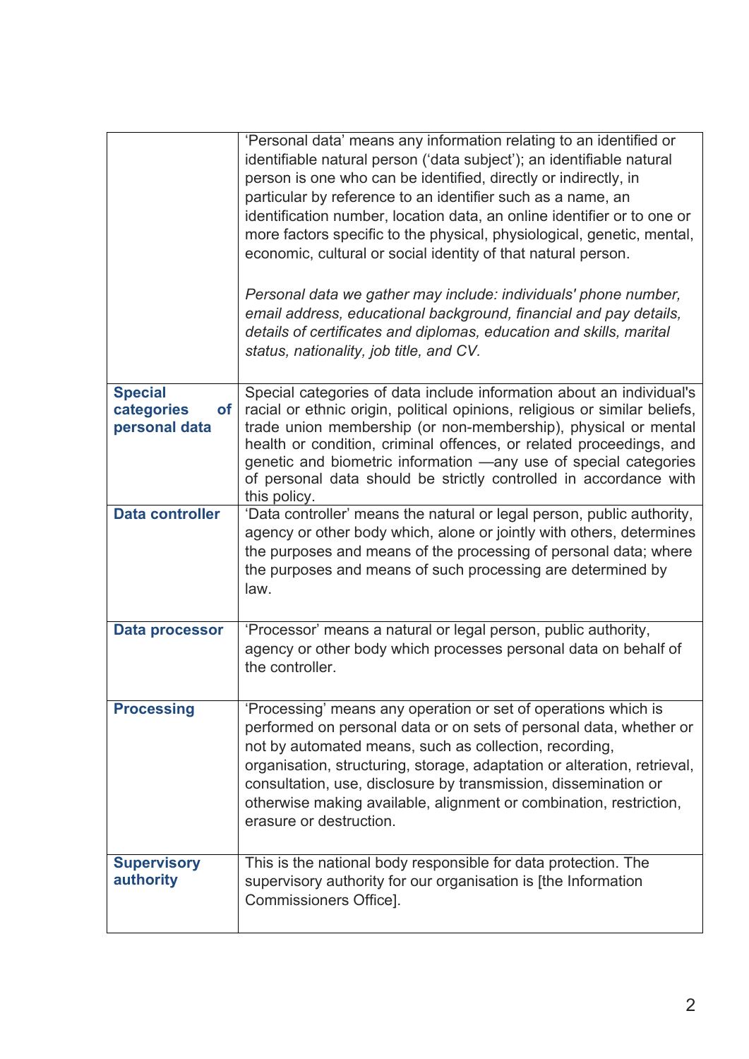| | |
|---|---|
| | 'Personal data' means any information relating to an identified or identifiable natural person ('data subject'); an identifiable natural person is one who can be identified, directly or indirectly, in particular by reference to an identifier such as a name, an identification number, location data, an online identifier or to one or more factors specific to the physical, physiological, genetic, mental, economic, cultural or social identity of that natural person.<br><br>*Personal data we gather may include: individuals' phone number, email address, educational background, financial and pay details, details of certificates and diplomas, education and skills, marital status, nationality, job title, and CV.* |
| **Special categories of personal data** | Special categories of data include information about an individual's racial or ethnic origin, political opinions, religious or similar beliefs, trade union membership (or non-membership), physical or mental health or condition, criminal offences, or related proceedings, and genetic and biometric information —any use of special categories of personal data should be strictly controlled in accordance with this policy. |
| **Data controller** | 'Data controller' means the natural or legal person, public authority, agency or other body which, alone or jointly with others, determines the purposes and means of the processing of personal data; where the purposes and means of such processing are determined by law. |
| **Data processor** | 'Processor' means a natural or legal person, public authority, agency or other body which processes personal data on behalf of the controller. |
| **Processing** | 'Processing' means any operation or set of operations which is performed on personal data or on sets of personal data, whether or not by automated means, such as collection, recording, organisation, structuring, storage, adaptation or alteration, retrieval, consultation, use, disclosure by transmission, dissemination or otherwise making available, alignment or combination, restriction, erasure or destruction. |
| **Supervisory authority** | This is the national body responsible for data protection. The supervisory authority for our organisation is [the Information Commissioners Office]. |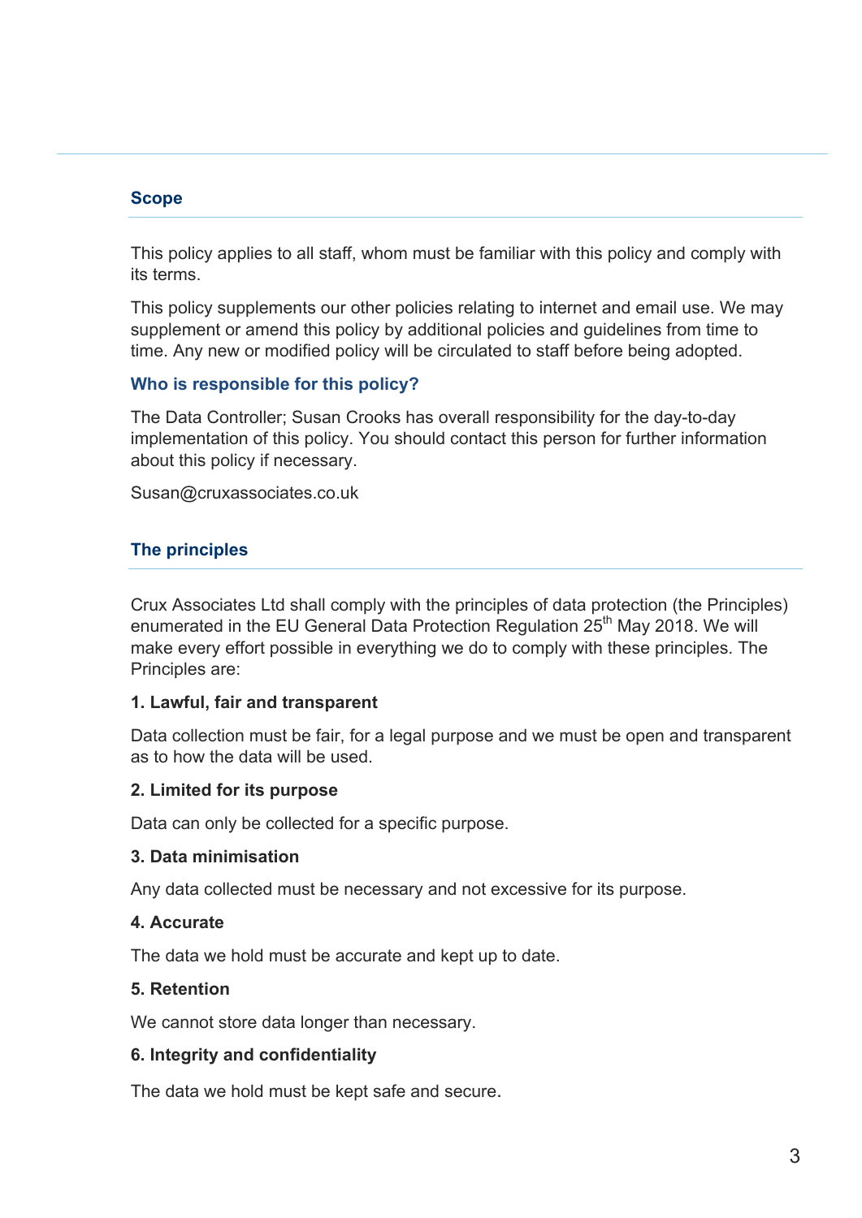## Scope

This policy applies to all staff, whom must be familiar with this policy and comply with its terms.

This policy supplements our other policies relating to internet and email use. We may supplement or amend this policy by additional policies and guidelines from time to time. Any new or modified policy will be circulated to staff before being adopted.

### Who is responsible for this policy?

The Data Controller; Susan Crooks has overall responsibility for the day-to-day implementation of this policy. You should contact this person for further information about this policy if necessary.

Susan@cruxassociates.co.uk

## The principles

Crux Associates Ltd shall comply with the principles of data protection (the Principles) enumerated in the EU General Data Protection Regulation 25th May 2018. We will make every effort possible in everything we do to comply with these principles. The Principles are:

**1. Lawful, fair and transparent**

Data collection must be fair, for a legal purpose and we must be open and transparent as to how the data will be used.

**2. Limited for its purpose**

Data can only be collected for a specific purpose.

**3. Data minimisation**

Any data collected must be necessary and not excessive for its purpose.

**4. Accurate**

The data we hold must be accurate and kept up to date.

**5. Retention**

We cannot store data longer than necessary.

**6. Integrity and confidentiality**

The data we hold must be kept safe and secure.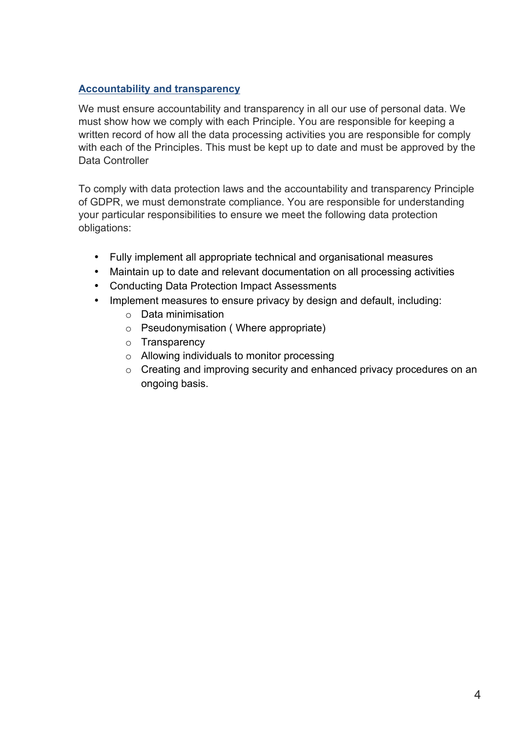## Accountability and transparency

We must ensure accountability and transparency in all our use of personal data. We must show how we comply with each Principle. You are responsible for keeping a written record of how all the data processing activities you are responsible for comply with each of the Principles. This must be kept up to date and must be approved by the Data Controller

To comply with data protection laws and the accountability and transparency Principle of GDPR, we must demonstrate compliance. You are responsible for understanding your particular responsibilities to ensure we meet the following data protection obligations:

- Fully implement all appropriate technical and organisational measures
- Maintain up to date and relevant documentation on all processing activities
- Conducting Data Protection Impact Assessments
- Implement measures to ensure privacy by design and default, including:
  - Data minimisation
  - Pseudonymisation ( Where appropriate)
  - Transparency
  - Allowing individuals to monitor processing
  - Creating and improving security and enhanced privacy procedures on an ongoing basis.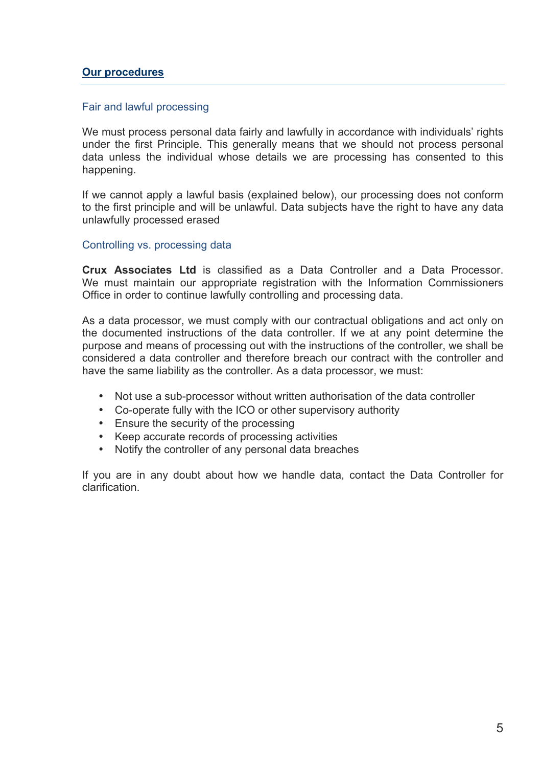## Our procedures

### Fair and lawful processing

We must process personal data fairly and lawfully in accordance with individuals' rights under the first Principle. This generally means that we should not process personal data unless the individual whose details we are processing has consented to this happening.

If we cannot apply a lawful basis (explained below), our processing does not conform to the first principle and will be unlawful. Data subjects have the right to have any data unlawfully processed erased

### Controlling vs. processing data

**Crux Associates Ltd** is classified as a Data Controller and a Data Processor. We must maintain our appropriate registration with the Information Commissioners Office in order to continue lawfully controlling and processing data.

As a data processor, we must comply with our contractual obligations and act only on the documented instructions of the data controller. If we at any point determine the purpose and means of processing out with the instructions of the controller, we shall be considered a data controller and therefore breach our contract with the controller and have the same liability as the controller. As a data processor, we must:

- Not use a sub-processor without written authorisation of the data controller
- Co-operate fully with the ICO or other supervisory authority
- Ensure the security of the processing
- Keep accurate records of processing activities
- Notify the controller of any personal data breaches

If you are in any doubt about how we handle data, contact the Data Controller for clarification.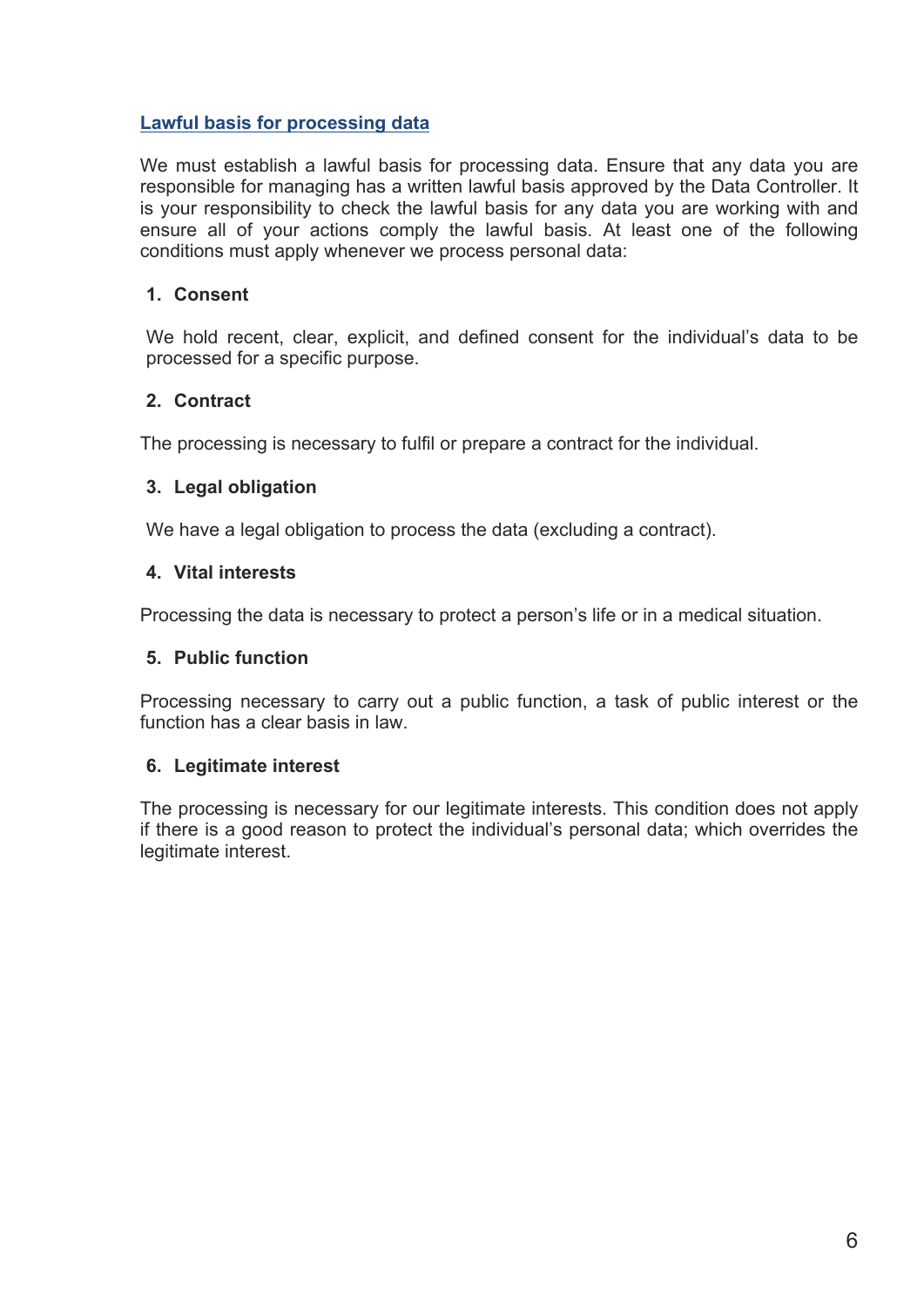## Lawful basis for processing data

We must establish a lawful basis for processing data. Ensure that any data you are responsible for managing has a written lawful basis approved by the Data Controller. It is your responsibility to check the lawful basis for any data you are working with and ensure all of your actions comply the lawful basis. At least one of the following conditions must apply whenever we process personal data:

### 1. Consent

We hold recent, clear, explicit, and defined consent for the individual's data to be processed for a specific purpose.

### 2. Contract

The processing is necessary to fulfil or prepare a contract for the individual.

### 3. Legal obligation

We have a legal obligation to process the data (excluding a contract).

### 4. Vital interests

Processing the data is necessary to protect a person's life or in a medical situation.

### 5. Public function

Processing necessary to carry out a public function, a task of public interest or the function has a clear basis in law.

### 6. Legitimate interest

The processing is necessary for our legitimate interests. This condition does not apply if there is a good reason to protect the individual's personal data; which overrides the legitimate interest.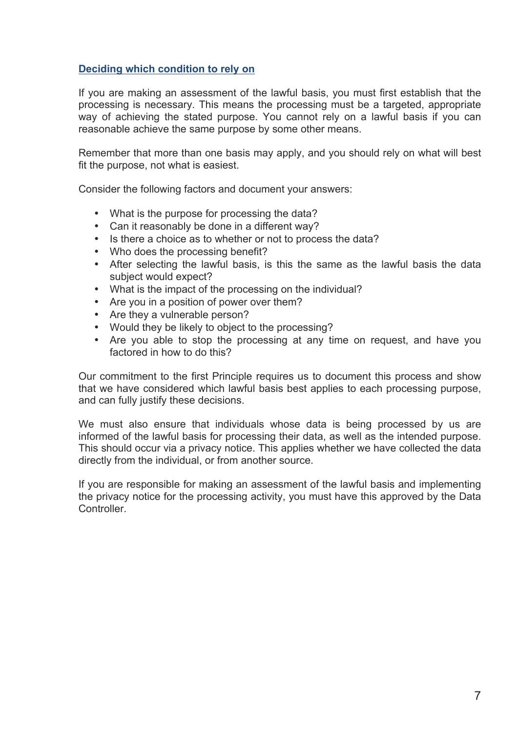## Deciding which condition to rely on

If you are making an assessment of the lawful basis, you must first establish that the processing is necessary. This means the processing must be a targeted, appropriate way of achieving the stated purpose. You cannot rely on a lawful basis if you can reasonable achieve the same purpose by some other means.

Remember that more than one basis may apply, and you should rely on what will best fit the purpose, not what is easiest.

Consider the following factors and document your answers:

- What is the purpose for processing the data?
- Can it reasonably be done in a different way?
- Is there a choice as to whether or not to process the data?
- Who does the processing benefit?
- After selecting the lawful basis, is this the same as the lawful basis the data subject would expect?
- What is the impact of the processing on the individual?
- Are you in a position of power over them?
- Are they a vulnerable person?
- Would they be likely to object to the processing?
- Are you able to stop the processing at any time on request, and have you factored in how to do this?

Our commitment to the first Principle requires us to document this process and show that we have considered which lawful basis best applies to each processing purpose, and can fully justify these decisions.

We must also ensure that individuals whose data is being processed by us are informed of the lawful basis for processing their data, as well as the intended purpose. This should occur via a privacy notice. This applies whether we have collected the data directly from the individual, or from another source.

If you are responsible for making an assessment of the lawful basis and implementing the privacy notice for the processing activity, you must have this approved by the Data Controller.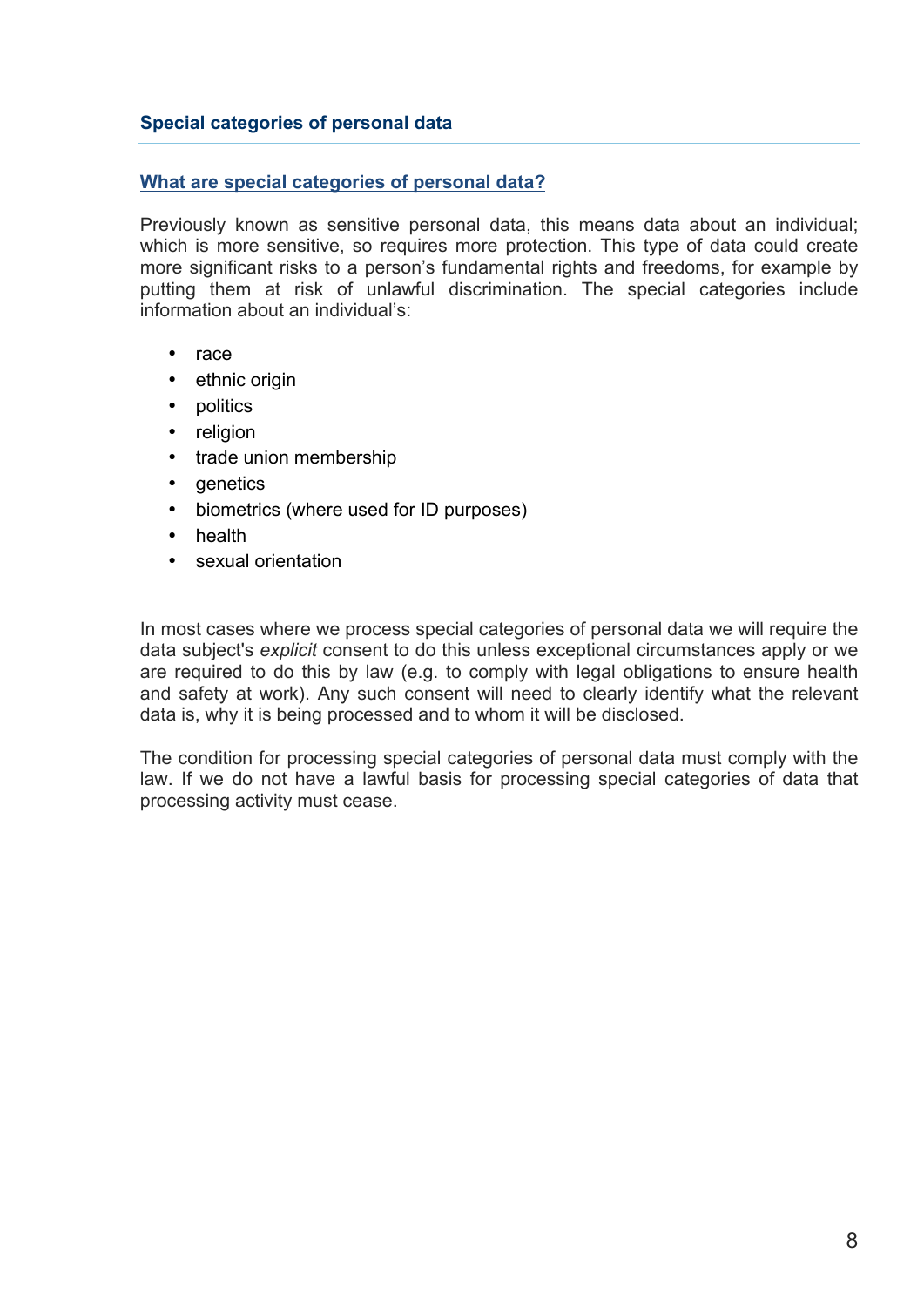## Special categories of personal data

### What are special categories of personal data?

Previously known as sensitive personal data, this means data about an individual; which is more sensitive, so requires more protection. This type of data could create more significant risks to a person's fundamental rights and freedoms, for example by putting them at risk of unlawful discrimination. The special categories include information about an individual's:

- race
- ethnic origin
- politics
- religion
- trade union membership
- genetics
- biometrics (where used for ID purposes)
- health
- sexual orientation

In most cases where we process special categories of personal data we will require the data subject's *explicit* consent to do this unless exceptional circumstances apply or we are required to do this by law (e.g. to comply with legal obligations to ensure health and safety at work). Any such consent will need to clearly identify what the relevant data is, why it is being processed and to whom it will be disclosed.

The condition for processing special categories of personal data must comply with the law. If we do not have a lawful basis for processing special categories of data that processing activity must cease.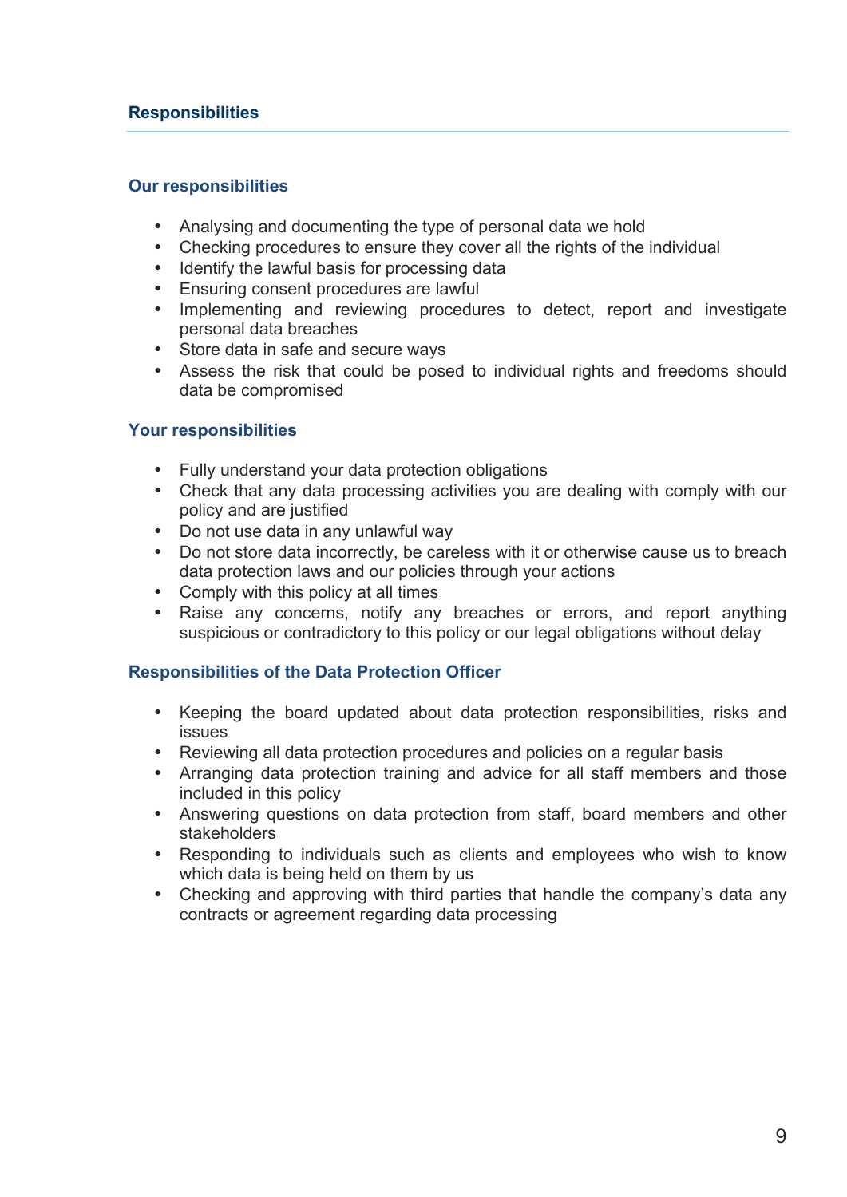## Responsibilities

### Our responsibilities

- Analysing and documenting the type of personal data we hold
- Checking procedures to ensure they cover all the rights of the individual
- Identify the lawful basis for processing data
- Ensuring consent procedures are lawful
- Implementing and reviewing procedures to detect, report and investigate personal data breaches
- Store data in safe and secure ways
- Assess the risk that could be posed to individual rights and freedoms should data be compromised

### Your responsibilities

- Fully understand your data protection obligations
- Check that any data processing activities you are dealing with comply with our policy and are justified
- Do not use data in any unlawful way
- Do not store data incorrectly, be careless with it or otherwise cause us to breach data protection laws and our policies through your actions
- Comply with this policy at all times
- Raise any concerns, notify any breaches or errors, and report anything suspicious or contradictory to this policy or our legal obligations without delay

### Responsibilities of the Data Protection Officer

- Keeping the board updated about data protection responsibilities, risks and issues
- Reviewing all data protection procedures and policies on a regular basis
- Arranging data protection training and advice for all staff members and those included in this policy
- Answering questions on data protection from staff, board members and other stakeholders
- Responding to individuals such as clients and employees who wish to know which data is being held on them by us
- Checking and approving with third parties that handle the company's data any contracts or agreement regarding data processing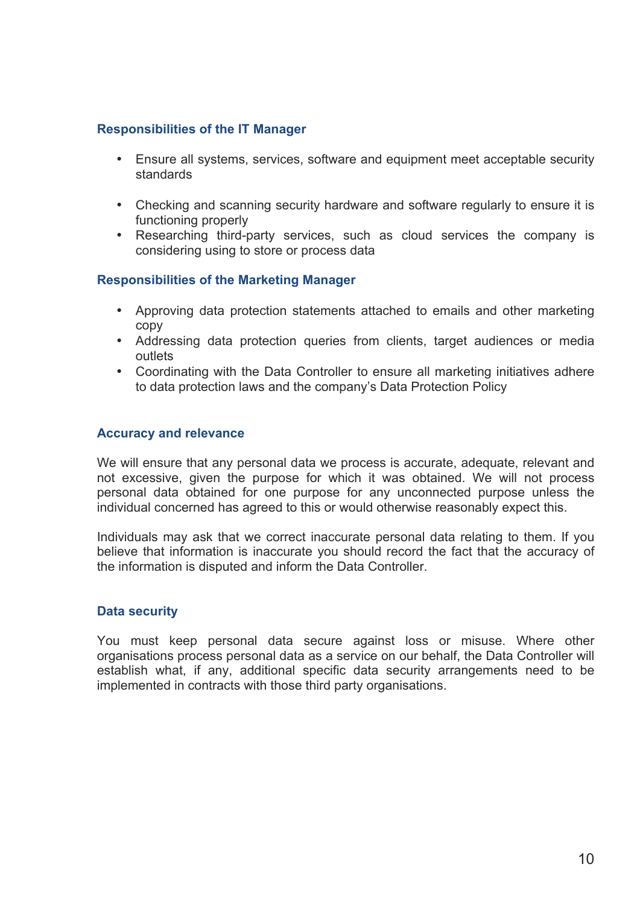### Responsibilities of the IT Manager

- Ensure all systems, services, software and equipment meet acceptable security standards
- Checking and scanning security hardware and software regularly to ensure it is functioning properly
- Researching third-party services, such as cloud services the company is considering using to store or process data

### Responsibilities of the Marketing Manager

- Approving data protection statements attached to emails and other marketing copy
- Addressing data protection queries from clients, target audiences or media outlets
- Coordinating with the Data Controller to ensure all marketing initiatives adhere to data protection laws and the company's Data Protection Policy

### Accuracy and relevance

We will ensure that any personal data we process is accurate, adequate, relevant and not excessive, given the purpose for which it was obtained. We will not process personal data obtained for one purpose for any unconnected purpose unless the individual concerned has agreed to this or would otherwise reasonably expect this.

Individuals may ask that we correct inaccurate personal data relating to them. If you believe that information is inaccurate you should record the fact that the accuracy of the information is disputed and inform the Data Controller.

### Data security

You must keep personal data secure against loss or misuse. Where other organisations process personal data as a service on our behalf, the Data Controller will establish what, if any, additional specific data security arrangements need to be implemented in contracts with those third party organisations.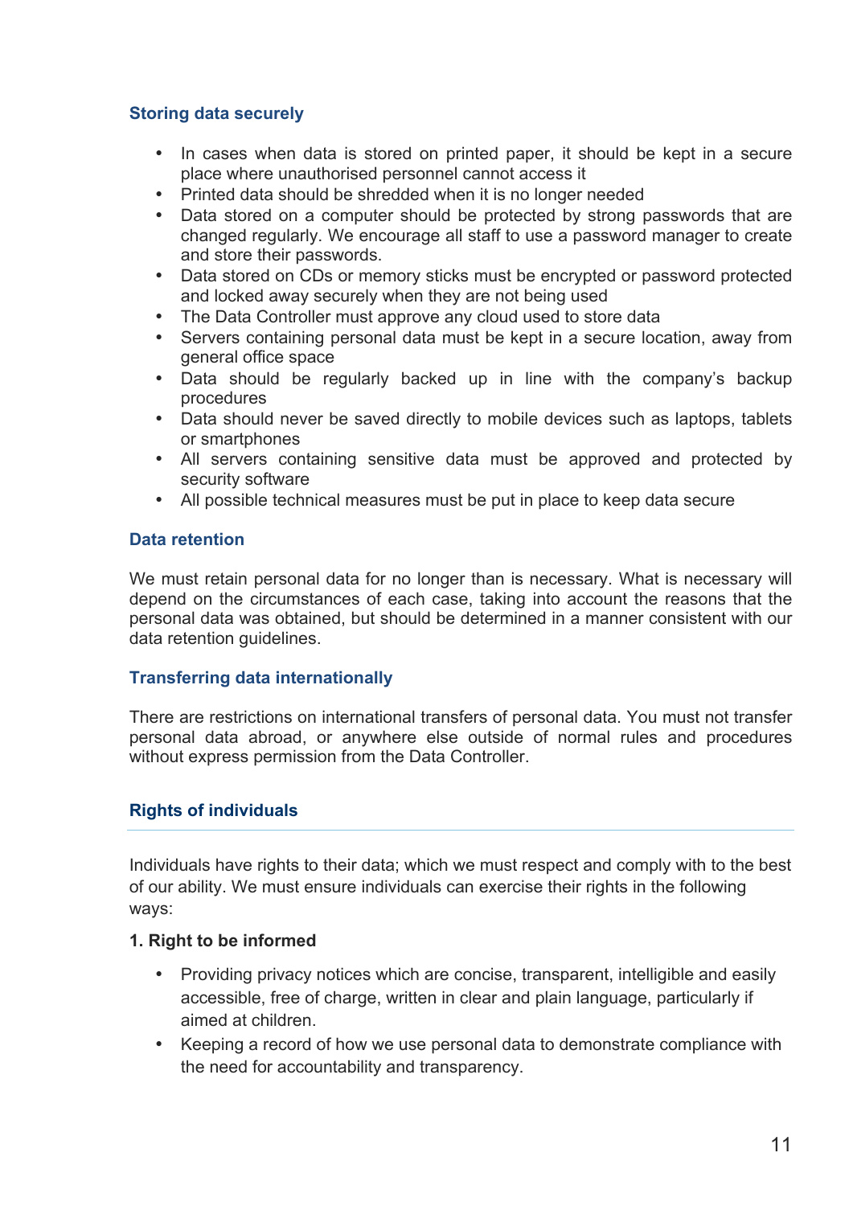### Storing data securely

- In cases when data is stored on printed paper, it should be kept in a secure place where unauthorised personnel cannot access it
- Printed data should be shredded when it is no longer needed
- Data stored on a computer should be protected by strong passwords that are changed regularly. We encourage all staff to use a password manager to create and store their passwords.
- Data stored on CDs or memory sticks must be encrypted or password protected and locked away securely when they are not being used
- The Data Controller must approve any cloud used to store data
- Servers containing personal data must be kept in a secure location, away from general office space
- Data should be regularly backed up in line with the company's backup procedures
- Data should never be saved directly to mobile devices such as laptops, tablets or smartphones
- All servers containing sensitive data must be approved and protected by security software
- All possible technical measures must be put in place to keep data secure

### Data retention

We must retain personal data for no longer than is necessary. What is necessary will depend on the circumstances of each case, taking into account the reasons that the personal data was obtained, but should be determined in a manner consistent with our data retention guidelines.

### Transferring data internationally

There are restrictions on international transfers of personal data. You must not transfer personal data abroad, or anywhere else outside of normal rules and procedures without express permission from the Data Controller.

## Rights of individuals

Individuals have rights to their data; which we must respect and comply with to the best of our ability. We must ensure individuals can exercise their rights in the following ways:

**1. Right to be informed**

- Providing privacy notices which are concise, transparent, intelligible and easily accessible, free of charge, written in clear and plain language, particularly if aimed at children.
- Keeping a record of how we use personal data to demonstrate compliance with the need for accountability and transparency.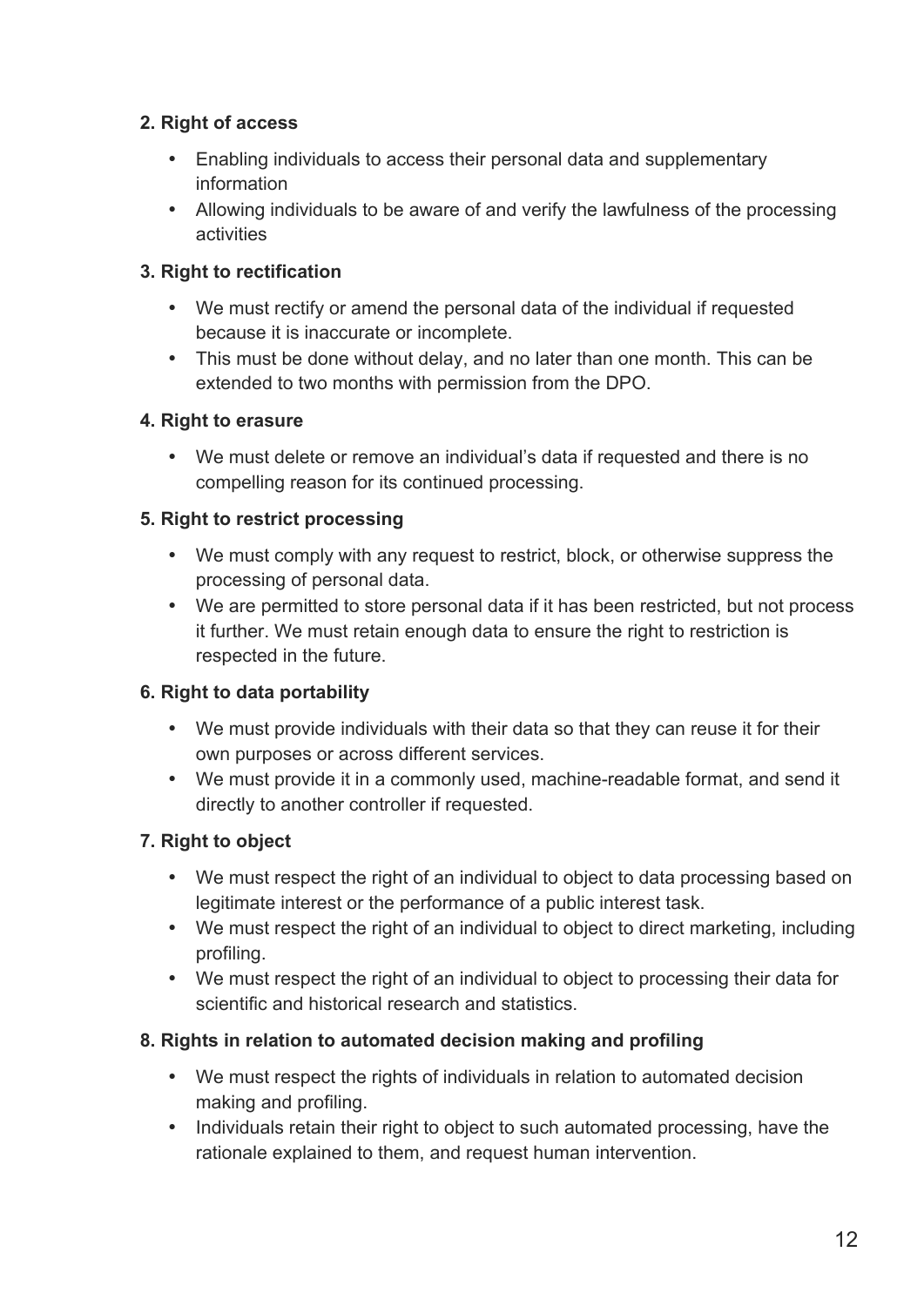**2. Right of access**

- Enabling individuals to access their personal data and supplementary information
- Allowing individuals to be aware of and verify the lawfulness of the processing activities

**3. Right to rectification**

- We must rectify or amend the personal data of the individual if requested because it is inaccurate or incomplete.
- This must be done without delay, and no later than one month. This can be extended to two months with permission from the DPO.

**4. Right to erasure**

- We must delete or remove an individual's data if requested and there is no compelling reason for its continued processing.

**5. Right to restrict processing**

- We must comply with any request to restrict, block, or otherwise suppress the processing of personal data.
- We are permitted to store personal data if it has been restricted, but not process it further. We must retain enough data to ensure the right to restriction is respected in the future.

**6. Right to data portability**

- We must provide individuals with their data so that they can reuse it for their own purposes or across different services.
- We must provide it in a commonly used, machine-readable format, and send it directly to another controller if requested.

**7. Right to object**

- We must respect the right of an individual to object to data processing based on legitimate interest or the performance of a public interest task.
- We must respect the right of an individual to object to direct marketing, including profiling.
- We must respect the right of an individual to object to processing their data for scientific and historical research and statistics.

**8. Rights in relation to automated decision making and profiling**

- We must respect the rights of individuals in relation to automated decision making and profiling.
- Individuals retain their right to object to such automated processing, have the rationale explained to them, and request human intervention.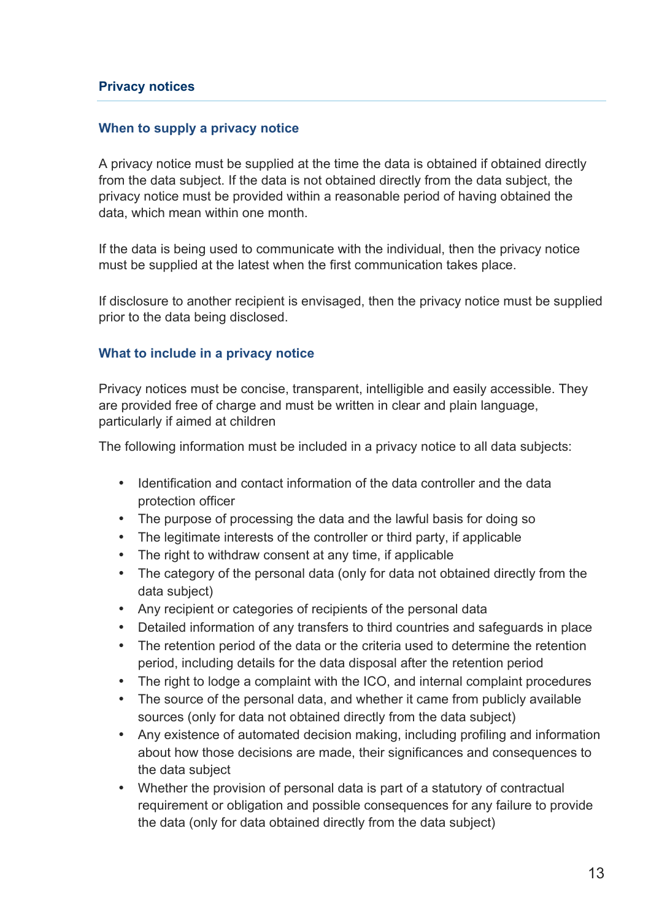## Privacy notices

### When to supply a privacy notice

A privacy notice must be supplied at the time the data is obtained if obtained directly from the data subject. If the data is not obtained directly from the data subject, the privacy notice must be provided within a reasonable period of having obtained the data, which mean within one month.

If the data is being used to communicate with the individual, then the privacy notice must be supplied at the latest when the first communication takes place.

If disclosure to another recipient is envisaged, then the privacy notice must be supplied prior to the data being disclosed.

### What to include in a privacy notice

Privacy notices must be concise, transparent, intelligible and easily accessible. They are provided free of charge and must be written in clear and plain language, particularly if aimed at children

The following information must be included in a privacy notice to all data subjects:

- Identification and contact information of the data controller and the data protection officer
- The purpose of processing the data and the lawful basis for doing so
- The legitimate interests of the controller or third party, if applicable
- The right to withdraw consent at any time, if applicable
- The category of the personal data (only for data not obtained directly from the data subject)
- Any recipient or categories of recipients of the personal data
- Detailed information of any transfers to third countries and safeguards in place
- The retention period of the data or the criteria used to determine the retention period, including details for the data disposal after the retention period
- The right to lodge a complaint with the ICO, and internal complaint procedures
- The source of the personal data, and whether it came from publicly available sources (only for data not obtained directly from the data subject)
- Any existence of automated decision making, including profiling and information about how those decisions are made, their significances and consequences to the data subject
- Whether the provision of personal data is part of a statutory of contractual requirement or obligation and possible consequences for any failure to provide the data (only for data obtained directly from the data subject)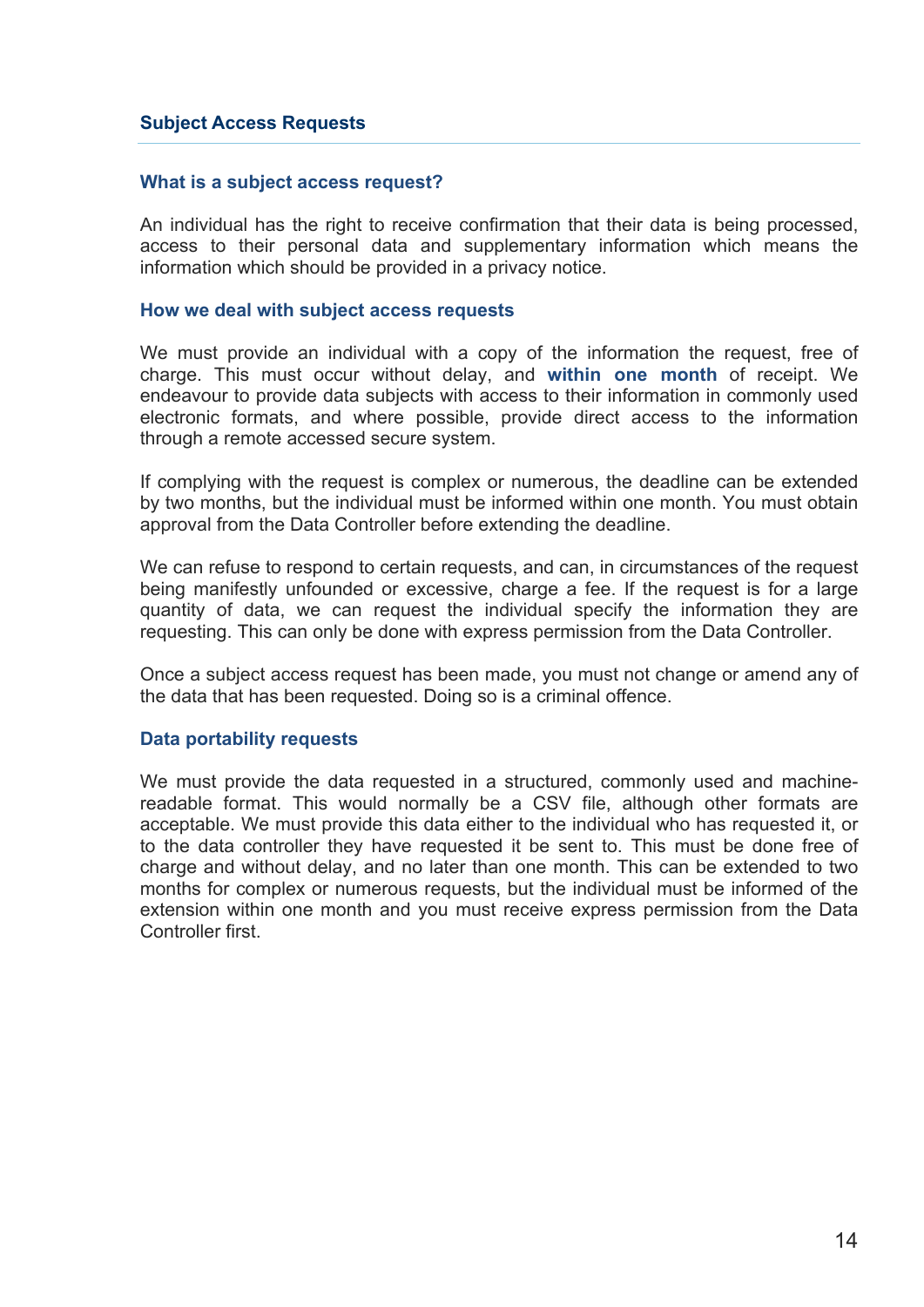## Subject Access Requests

### What is a subject access request?

An individual has the right to receive confirmation that their data is being processed, access to their personal data and supplementary information which means the information which should be provided in a privacy notice.

### How we deal with subject access requests

We must provide an individual with a copy of the information the request, free of charge. This must occur without delay, and **within one month** of receipt. We endeavour to provide data subjects with access to their information in commonly used electronic formats, and where possible, provide direct access to the information through a remote accessed secure system.

If complying with the request is complex or numerous, the deadline can be extended by two months, but the individual must be informed within one month. You must obtain approval from the Data Controller before extending the deadline.

We can refuse to respond to certain requests, and can, in circumstances of the request being manifestly unfounded or excessive, charge a fee. If the request is for a large quantity of data, we can request the individual specify the information they are requesting. This can only be done with express permission from the Data Controller.

Once a subject access request has been made, you must not change or amend any of the data that has been requested. Doing so is a criminal offence.

### Data portability requests

We must provide the data requested in a structured, commonly used and machine-readable format. This would normally be a CSV file, although other formats are acceptable. We must provide this data either to the individual who has requested it, or to the data controller they have requested it be sent to. This must be done free of charge and without delay, and no later than one month. This can be extended to two months for complex or numerous requests, but the individual must be informed of the extension within one month and you must receive express permission from the Data Controller first.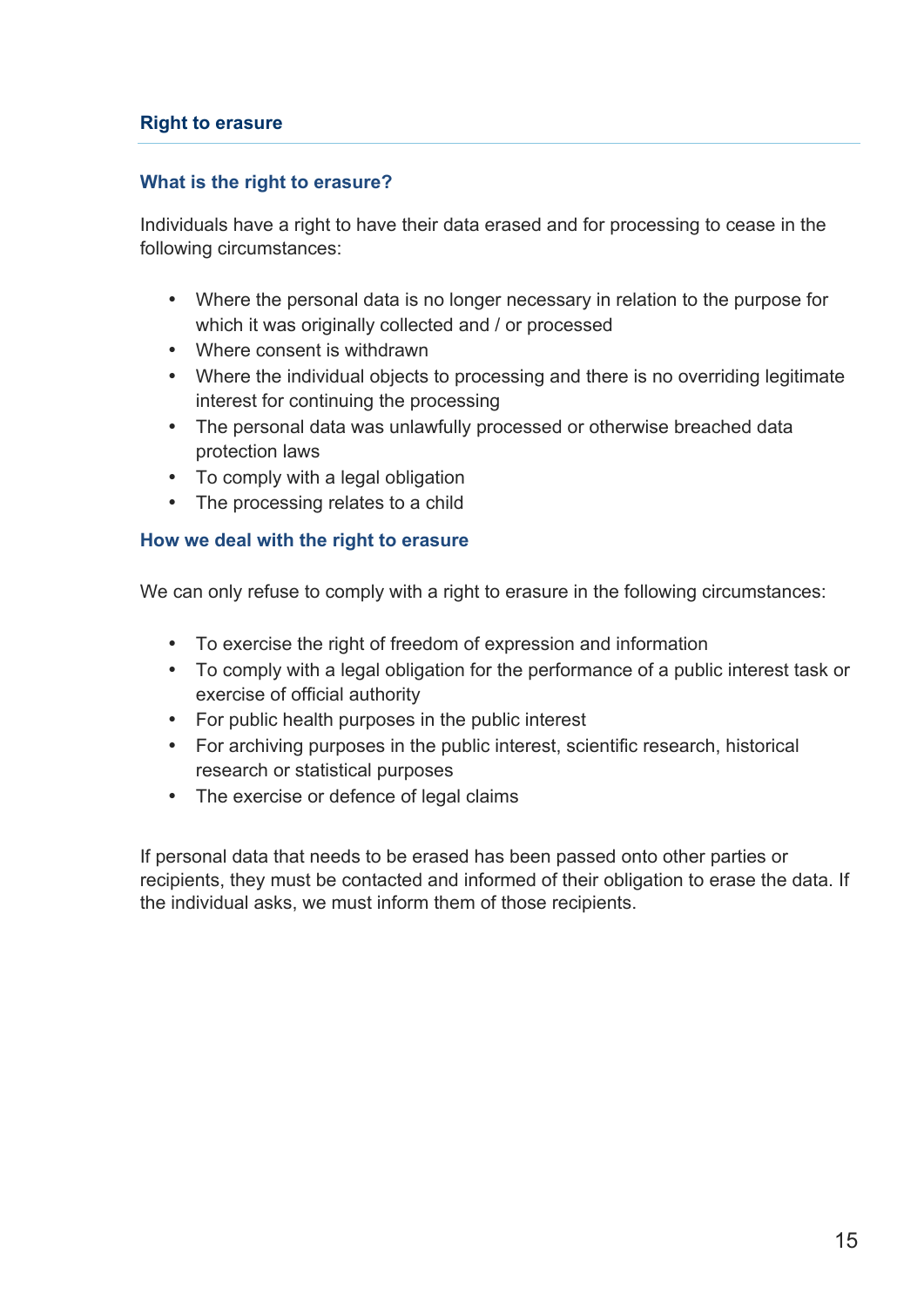## Right to erasure

### What is the right to erasure?

Individuals have a right to have their data erased and for processing to cease in the following circumstances:

- Where the personal data is no longer necessary in relation to the purpose for which it was originally collected and / or processed
- Where consent is withdrawn
- Where the individual objects to processing and there is no overriding legitimate interest for continuing the processing
- The personal data was unlawfully processed or otherwise breached data protection laws
- To comply with a legal obligation
- The processing relates to a child

### How we deal with the right to erasure

We can only refuse to comply with a right to erasure in the following circumstances:

- To exercise the right of freedom of expression and information
- To comply with a legal obligation for the performance of a public interest task or exercise of official authority
- For public health purposes in the public interest
- For archiving purposes in the public interest, scientific research, historical research or statistical purposes
- The exercise or defence of legal claims

If personal data that needs to be erased has been passed onto other parties or recipients, they must be contacted and informed of their obligation to erase the data. If the individual asks, we must inform them of those recipients.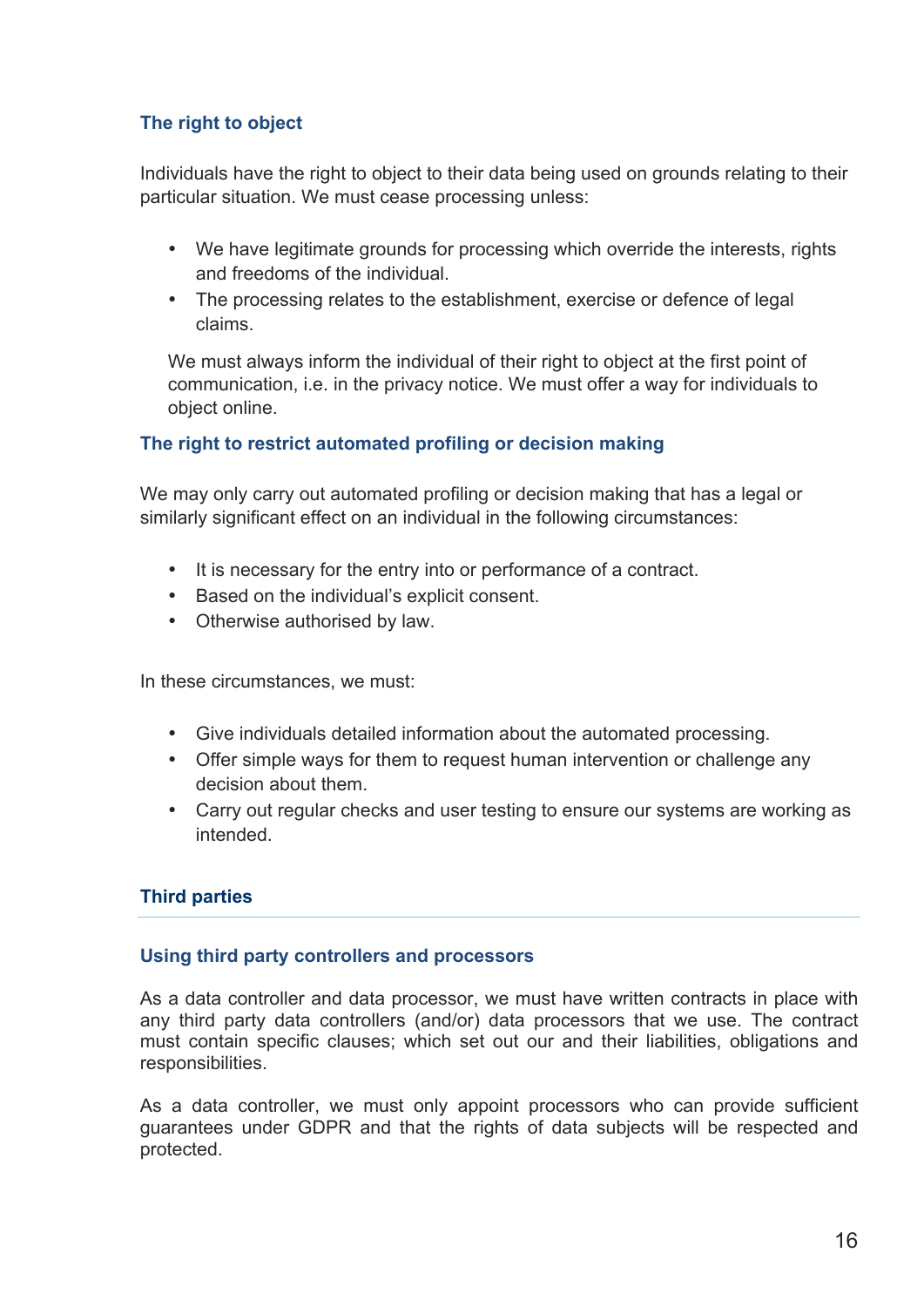### The right to object

Individuals have the right to object to their data being used on grounds relating to their particular situation. We must cease processing unless:

- We have legitimate grounds for processing which override the interests, rights and freedoms of the individual.
- The processing relates to the establishment, exercise or defence of legal claims.

We must always inform the individual of their right to object at the first point of communication, i.e. in the privacy notice. We must offer a way for individuals to object online.

### The right to restrict automated profiling or decision making

We may only carry out automated profiling or decision making that has a legal or similarly significant effect on an individual in the following circumstances:

- It is necessary for the entry into or performance of a contract.
- Based on the individual's explicit consent.
- Otherwise authorised by law.

In these circumstances, we must:

- Give individuals detailed information about the automated processing.
- Offer simple ways for them to request human intervention or challenge any decision about them.
- Carry out regular checks and user testing to ensure our systems are working as intended.

## Third parties

### Using third party controllers and processors

As a data controller and data processor, we must have written contracts in place with any third party data controllers (and/or) data processors that we use. The contract must contain specific clauses; which set out our and their liabilities, obligations and responsibilities.

As a data controller, we must only appoint processors who can provide sufficient guarantees under GDPR and that the rights of data subjects will be respected and protected.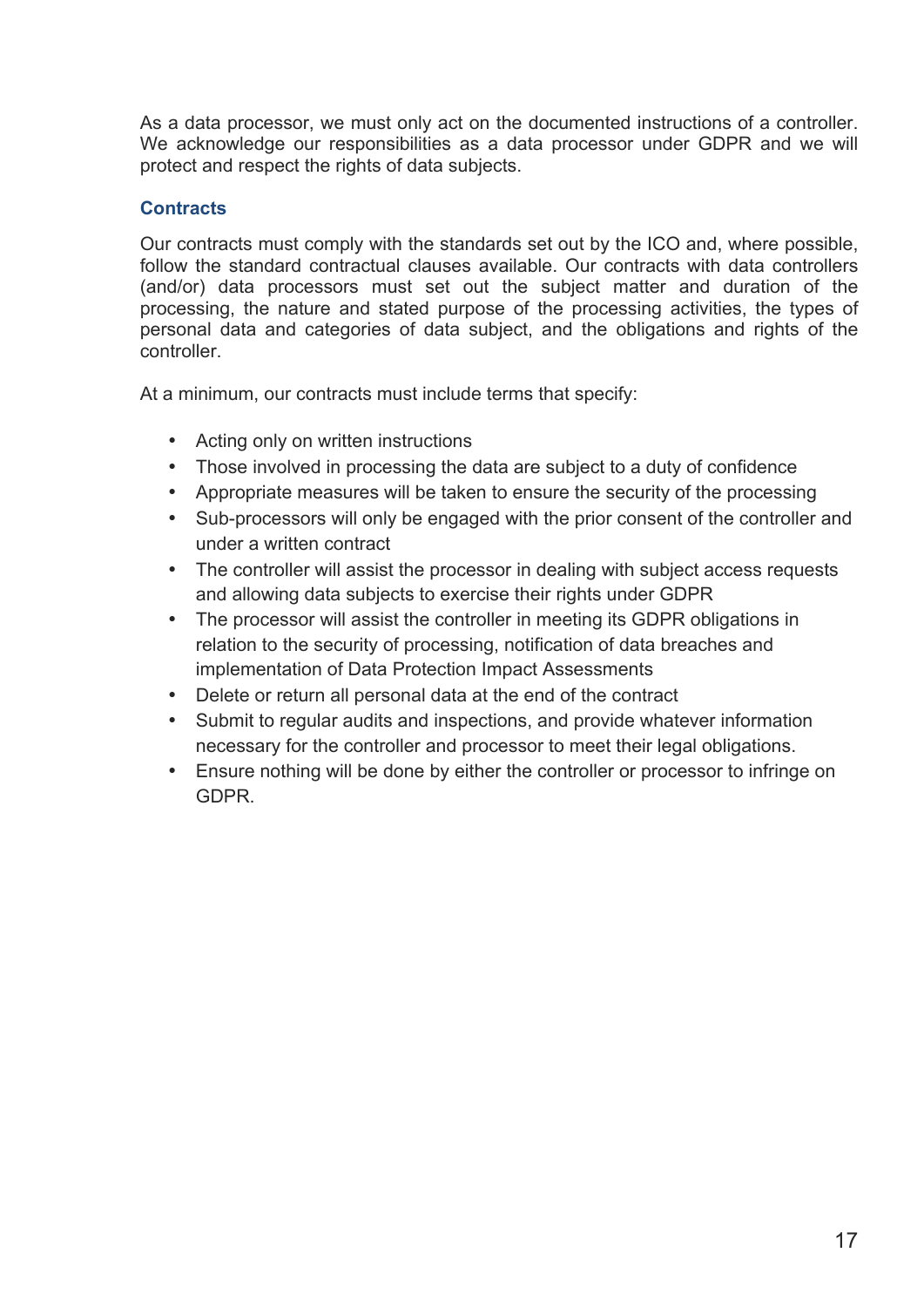As a data processor, we must only act on the documented instructions of a controller. We acknowledge our responsibilities as a data processor under GDPR and we will protect and respect the rights of data subjects.

### Contracts

Our contracts must comply with the standards set out by the ICO and, where possible, follow the standard contractual clauses available. Our contracts with data controllers (and/or) data processors must set out the subject matter and duration of the processing, the nature and stated purpose of the processing activities, the types of personal data and categories of data subject, and the obligations and rights of the controller.

At a minimum, our contracts must include terms that specify:

- Acting only on written instructions
- Those involved in processing the data are subject to a duty of confidence
- Appropriate measures will be taken to ensure the security of the processing
- Sub-processors will only be engaged with the prior consent of the controller and under a written contract
- The controller will assist the processor in dealing with subject access requests and allowing data subjects to exercise their rights under GDPR
- The processor will assist the controller in meeting its GDPR obligations in relation to the security of processing, notification of data breaches and implementation of Data Protection Impact Assessments
- Delete or return all personal data at the end of the contract
- Submit to regular audits and inspections, and provide whatever information necessary for the controller and processor to meet their legal obligations.
- Ensure nothing will be done by either the controller or processor to infringe on GDPR.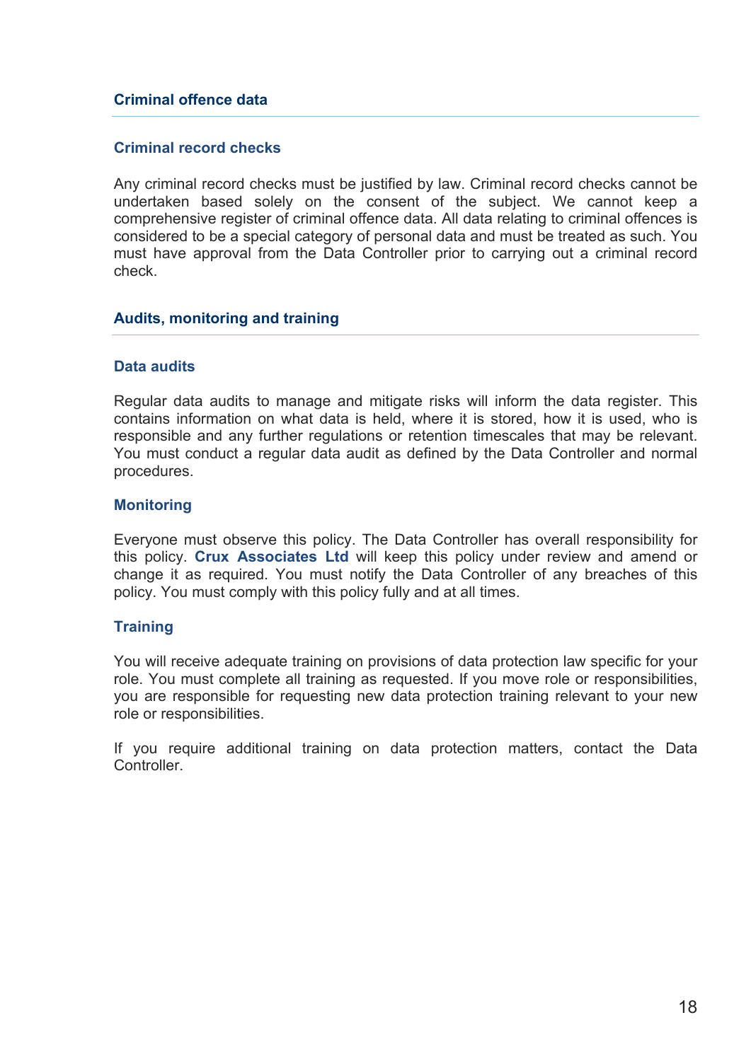## Criminal offence data

### Criminal record checks

Any criminal record checks must be justified by law. Criminal record checks cannot be undertaken based solely on the consent of the subject. We cannot keep a comprehensive register of criminal offence data. All data relating to criminal offences is considered to be a special category of personal data and must be treated as such. You must have approval from the Data Controller prior to carrying out a criminal record check.

## Audits, monitoring and training

### Data audits

Regular data audits to manage and mitigate risks will inform the data register. This contains information on what data is held, where it is stored, how it is used, who is responsible and any further regulations or retention timescales that may be relevant. You must conduct a regular data audit as defined by the Data Controller and normal procedures.

### Monitoring

Everyone must observe this policy. The Data Controller has overall responsibility for this policy. **Crux Associates Ltd** will keep this policy under review and amend or change it as required. You must notify the Data Controller of any breaches of this policy. You must comply with this policy fully and at all times.

### Training

You will receive adequate training on provisions of data protection law specific for your role. You must complete all training as requested. If you move role or responsibilities, you are responsible for requesting new data protection training relevant to your new role or responsibilities.

If you require additional training on data protection matters, contact the Data Controller.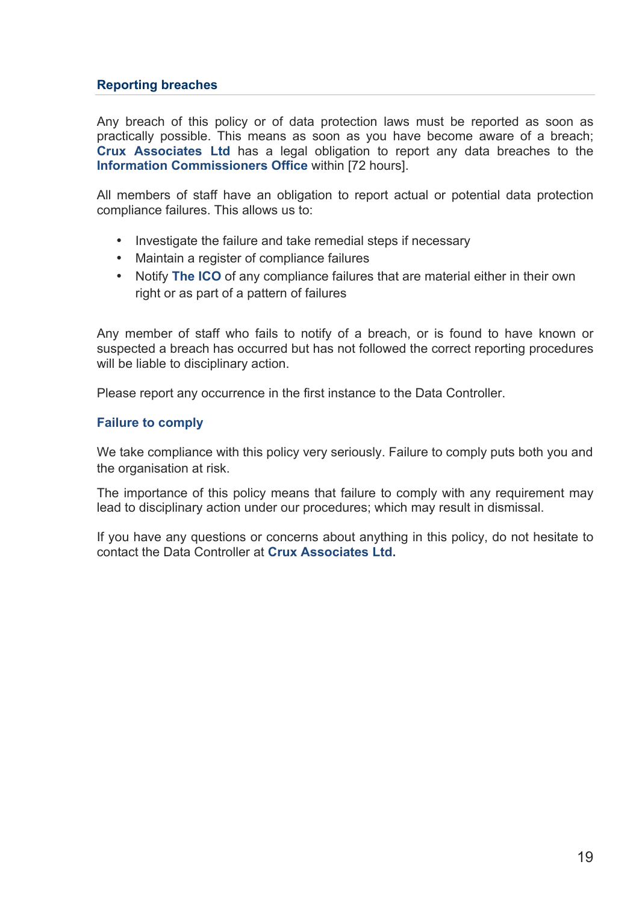### Reporting breaches

Any breach of this policy or of data protection laws must be reported as soon as practically possible. This means as soon as you have become aware of a breach; **Crux Associates Ltd** has a legal obligation to report any data breaches to the **Information Commissioners Office** within [72 hours].

All members of staff have an obligation to report actual or potential data protection compliance failures. This allows us to:

- Investigate the failure and take remedial steps if necessary
- Maintain a register of compliance failures
- Notify **The ICO** of any compliance failures that are material either in their own right or as part of a pattern of failures

Any member of staff who fails to notify of a breach, or is found to have known or suspected a breach has occurred but has not followed the correct reporting procedures will be liable to disciplinary action.

Please report any occurrence in the first instance to the Data Controller.

### Failure to comply

We take compliance with this policy very seriously. Failure to comply puts both you and the organisation at risk.

The importance of this policy means that failure to comply with any requirement may lead to disciplinary action under our procedures; which may result in dismissal.

If you have any questions or concerns about anything in this policy, do not hesitate to contact the Data Controller at **Crux Associates Ltd.**